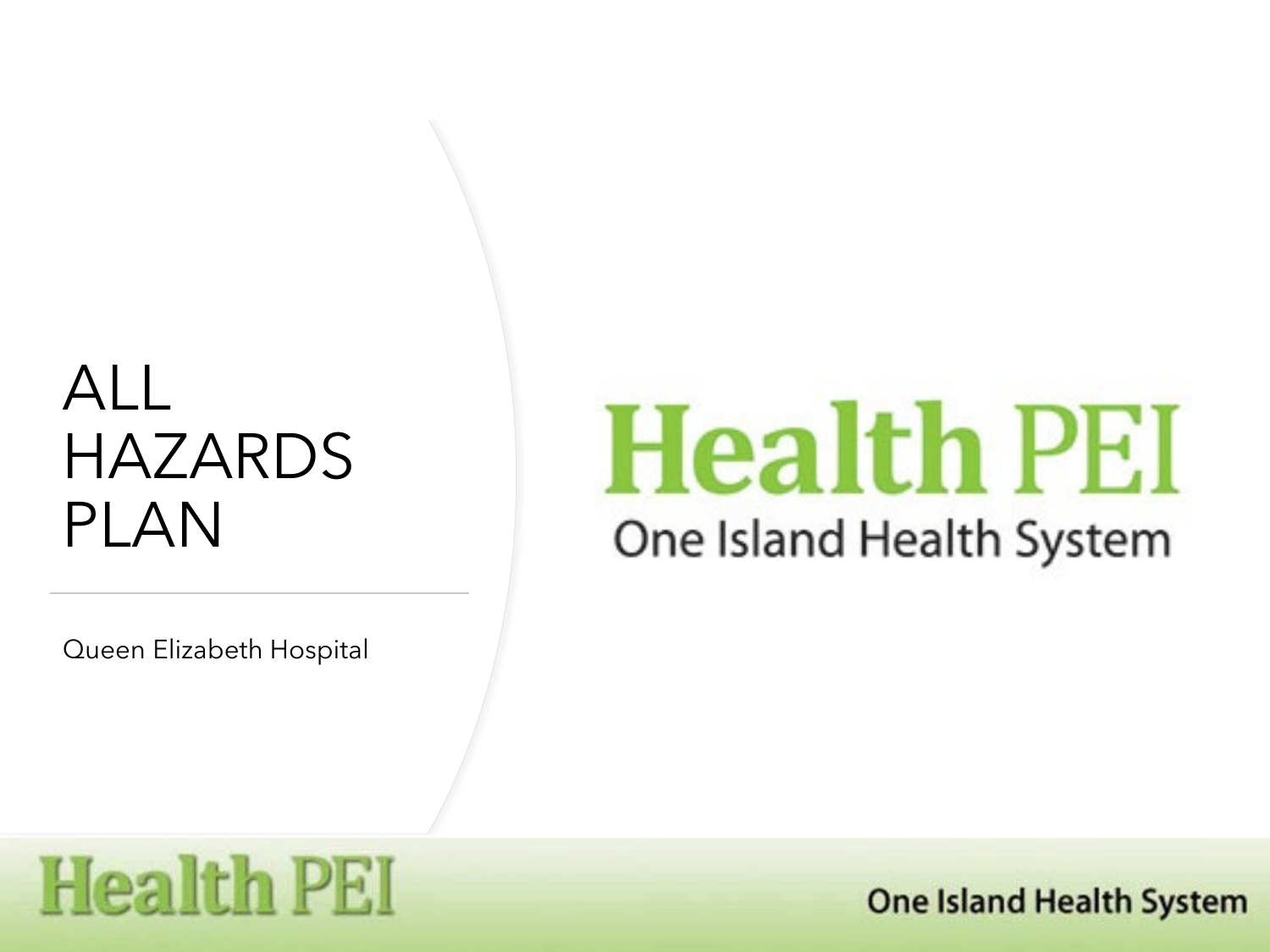# ALL HAZARDS PLAN

Queen Elizabeth Hospital

Health PEI

One Island Health System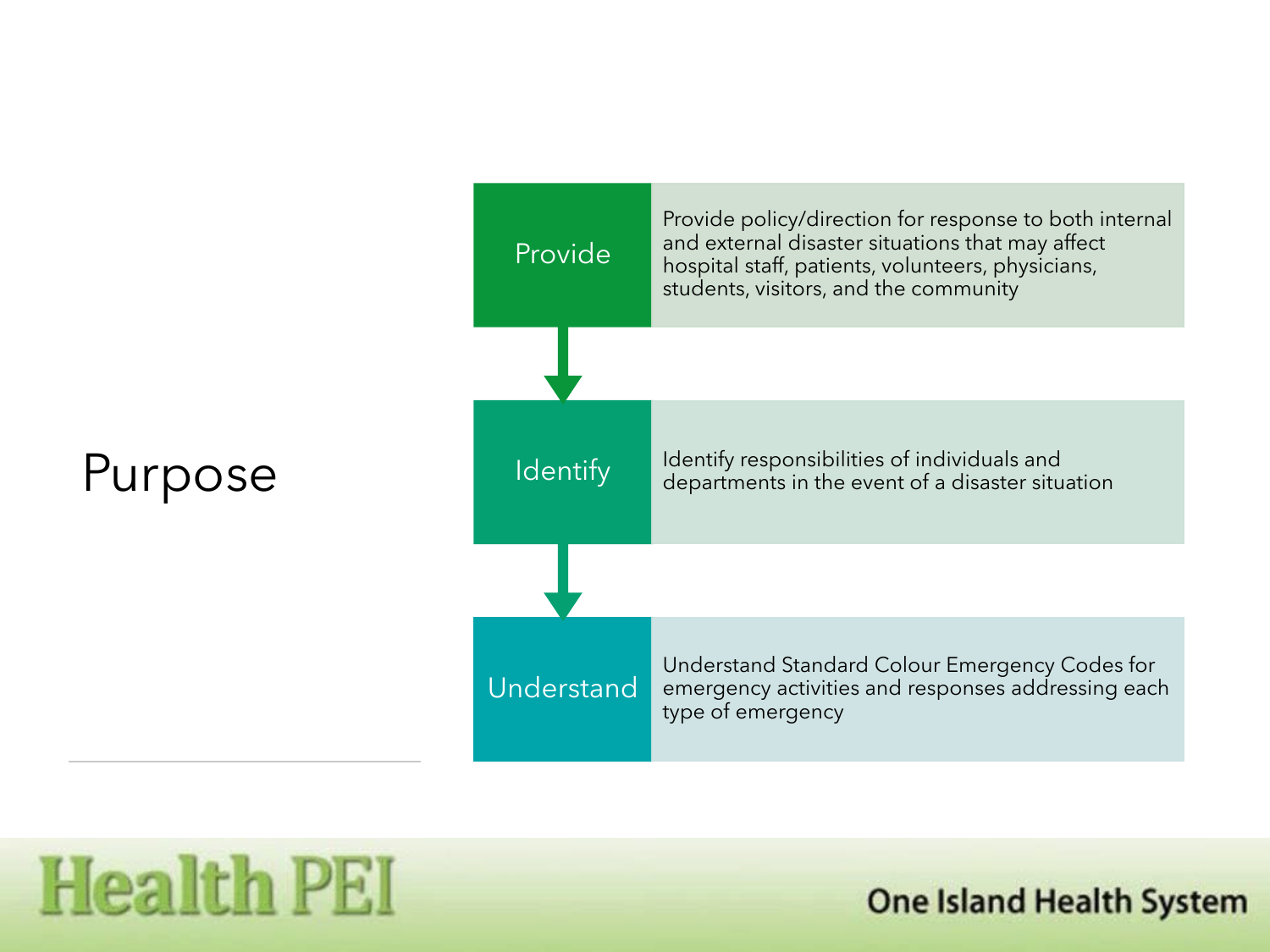# Purpose

- **Provide**: Provide policy/direction for response to both internal and external disaster situations that may affect hospital staff, patients, volunteers, physicians, students, visitors, and the community
- **Identify**: Identify responsibilities of individuals and departments in the event of a disaster situation
- **Understand**: Understand Standard Colour Emergency Codes for emergency activities and responses addressing each type of emergency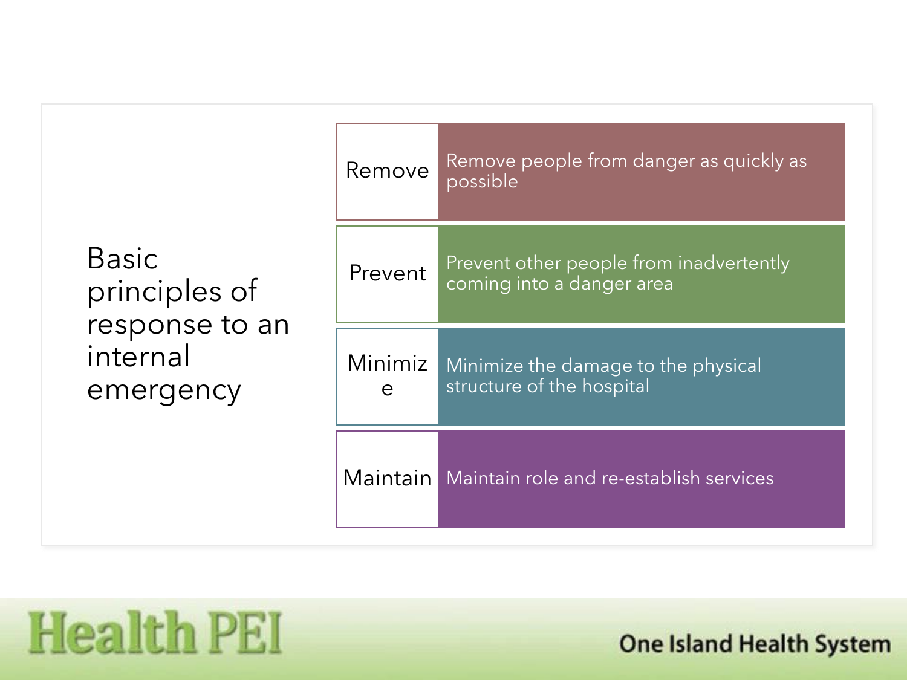# Basic principles of response to an internal emergency

| | |
|---|---|
| Remove | Remove people from danger as quickly as possible |
| Prevent | Prevent other people from inadvertently coming into a danger area |
| Minimize | Minimize the damage to the physical structure of the hospital |
| Maintain | Maintain role and re-establish services |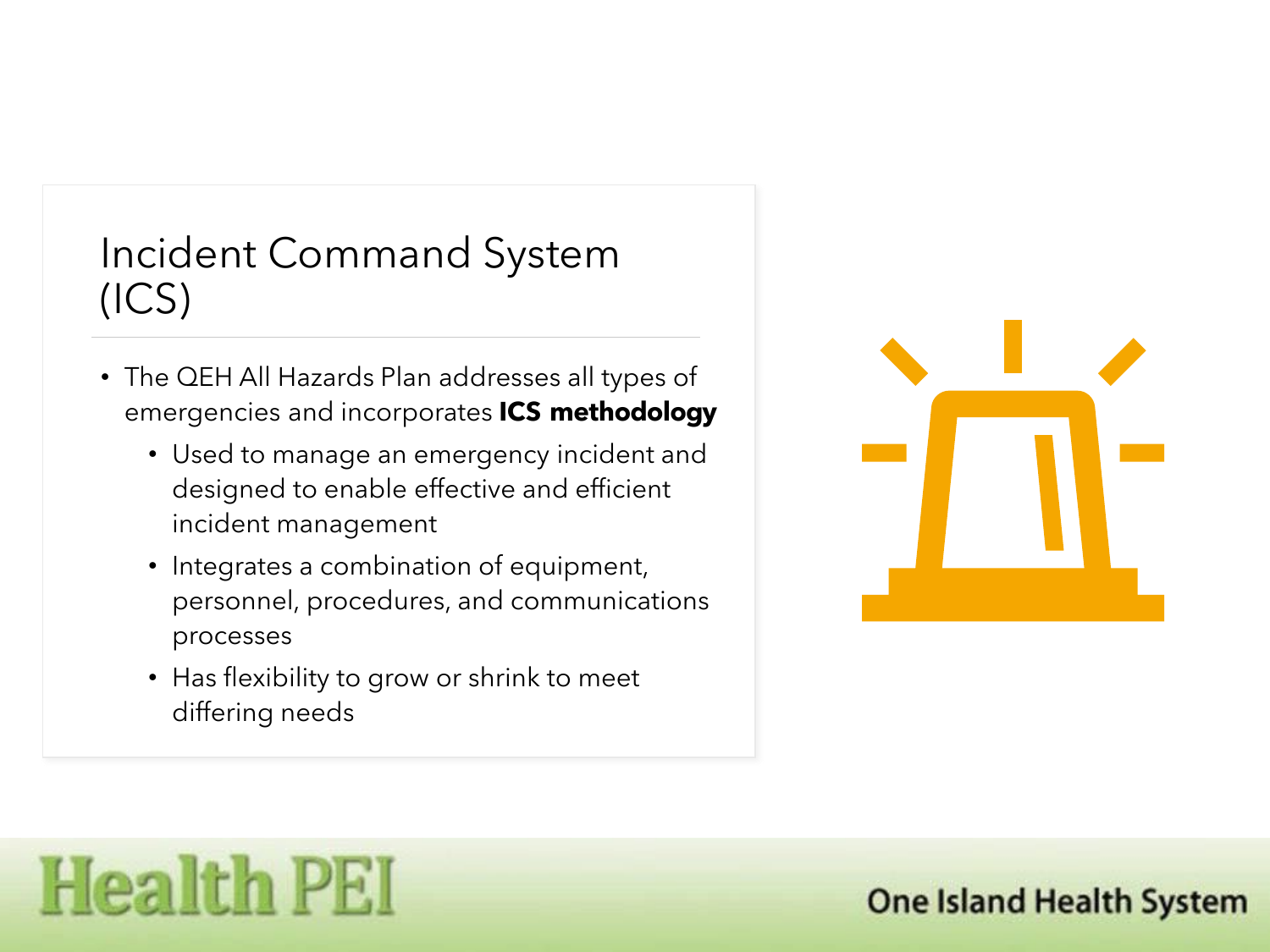# Incident Command System (ICS)

- The QEH All Hazards Plan addresses all types of emergencies and incorporates **ICS methodology**
  - Used to manage an emergency incident and designed to enable effective and efficient incident management
  - Integrates a combination of equipment, personnel, procedures, and communications processes
  - Has flexibility to grow or shrink to meet differing needs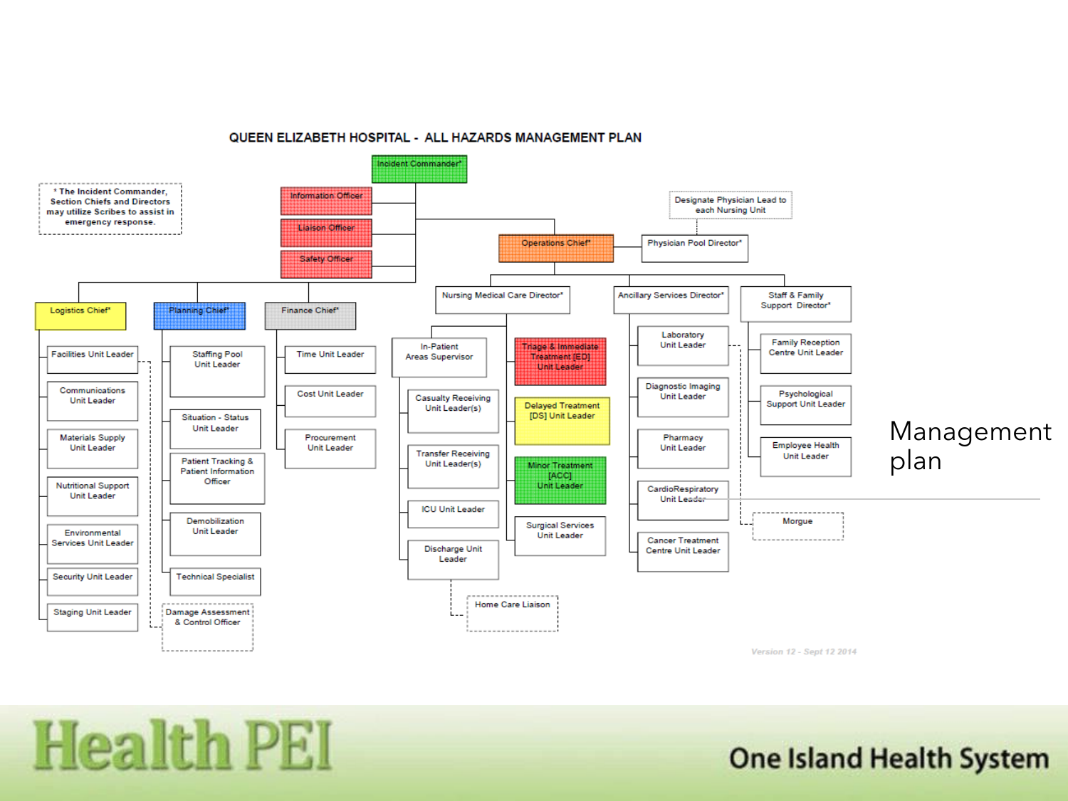# QUEEN ELIZABETH HOSPITAL - ALL HAZARDS MANAGEMENT PLAN

* The Incident Commander, Section Chiefs and Directors may utilize Scribes to assist in emergency response.

- **Incident Commander***
  - Information Officer
  - Liaison Officer
  - Safety Officer
  - **Logistics Chief***
    - Facilities Unit Leader
      - Damage Assessment & Control Officer
    - Communications Unit Leader
    - Materials Supply Unit Leader
    - Nutritional Support Unit Leader
    - Environmental Services Unit Leader
    - Security Unit Leader
    - Staging Unit Leader
  - **Planning Chief***
    - Staffing Pool Unit Leader
    - Situation - Status Unit Leader
    - Patient Tracking & Patient Information Officer
    - Demobilization Unit Leader
    - Technical Specialist
  - **Finance Chief***
    - Time Unit Leader
    - Cost Unit Leader
    - Procurement Unit Leader
  - **Operations Chief***
    - Physician Pool Director*
      - Designate Physician Lead to each Nursing Unit
    - Nursing Medical Care Director*
      - In-Patient Areas Supervisor
        - Casualty Receiving Unit Leader(s)
        - Transfer Receiving Unit Leader(s)
        - ICU Unit Leader
        - Discharge Unit Leader
          - Home Care Liaison
      - Triage & Immediate Treatment [ED] Unit Leader
      - Delayed Treatment [DS] Unit Leader
      - Minor Treatment [ACC] Unit Leader
      - Surgical Services Unit Leader
    - Ancillary Services Director*
      - Laboratory Unit Leader
        - Morgue
      - Diagnostic Imaging Unit Leader
      - Pharmacy Unit Leader
      - CardioRespiratory Unit Leader
      - Cancer Treatment Centre Unit Leader
    - Staff & Family Support Director*
      - Family Reception Centre Unit Leader
      - Psychological Support Unit Leader
      - Employee Health Unit Leader

Version 12 - Sept 12 2014

Management plan

Health PEI

One Island Health System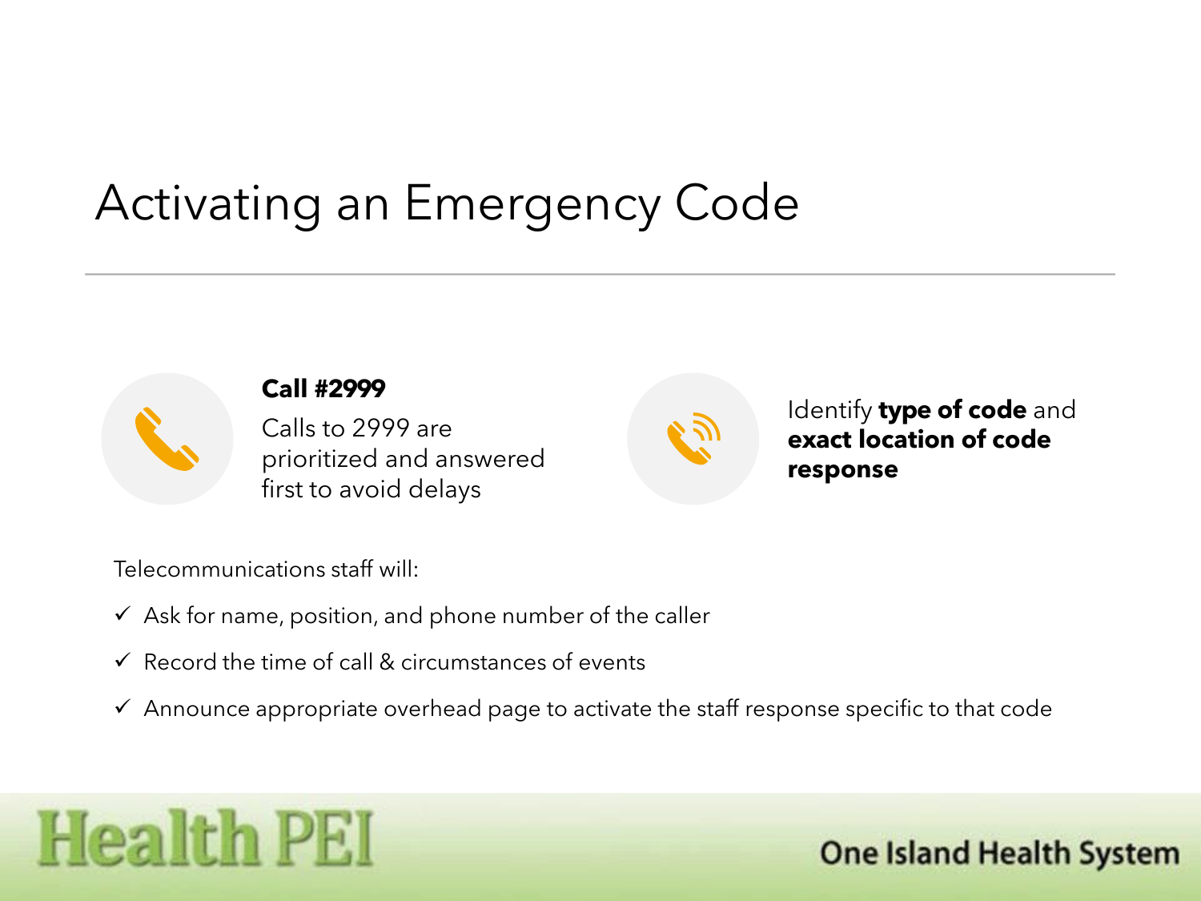# Activating an Emergency Code

**Call #2999**

Calls to 2999 are prioritized and answered first to avoid delays

Identify **type of code** and **exact location of code response**

Telecommunications staff will:

- ✓ Ask for name, position, and phone number of the caller
- ✓ Record the time of call & circumstances of events
- ✓ Announce appropriate overhead page to activate the staff response specific to that code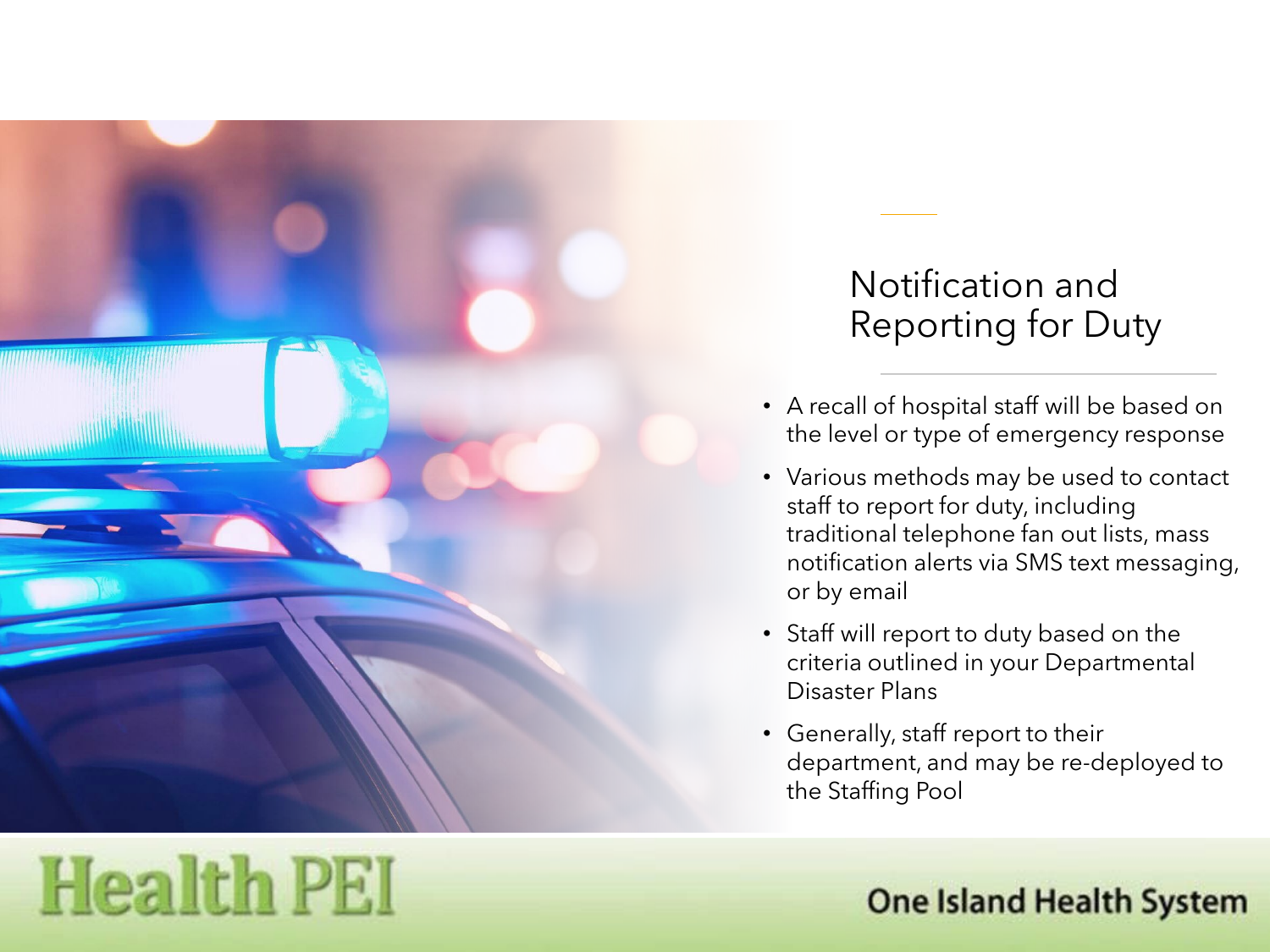# Notification and Reporting for Duty

- A recall of hospital staff will be based on the level or type of emergency response
- Various methods may be used to contact staff to report for duty, including traditional telephone fan out lists, mass notification alerts via SMS text messaging, or by email
- Staff will report to duty based on the criteria outlined in your Departmental Disaster Plans
- Generally, staff report to their department, and may be re-deployed to the Staffing Pool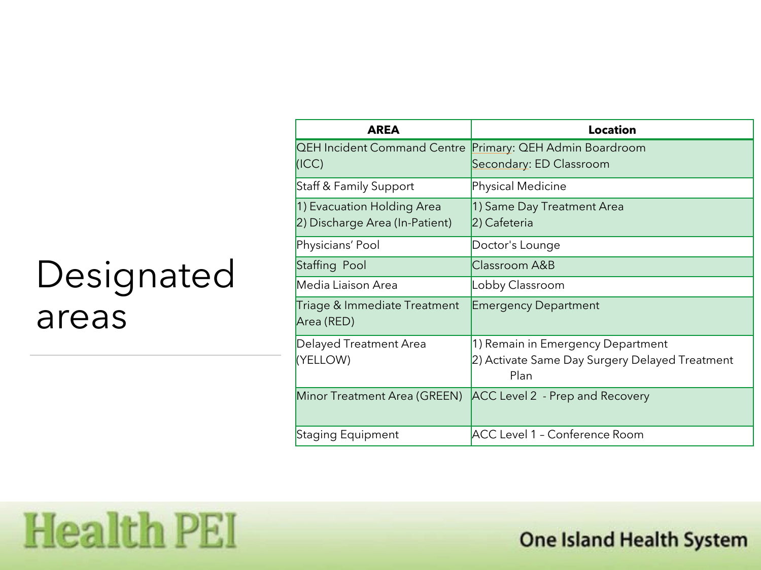# Designated areas

| AREA | Location |
| --- | --- |
| QEH Incident Command Centre (ICC) | Primary: QEH Admin Boardroom<br>Secondary: ED Classroom |
| Staff & Family Support | Physical Medicine |
| 1) Evacuation Holding Area<br>2) Discharge Area (In-Patient) | 1) Same Day Treatment Area<br>2) Cafeteria |
| Physicians' Pool | Doctor's Lounge |
| Staffing Pool | Classroom A&B |
| Media Liaison Area | Lobby Classroom |
| Triage & Immediate Treatment Area (RED) | Emergency Department |
| Delayed Treatment Area (YELLOW) | 1) Remain in Emergency Department<br>2) Activate Same Day Surgery Delayed Treatment Plan |
| Minor Treatment Area (GREEN) | ACC Level 2 - Prep and Recovery |
| Staging Equipment | ACC Level 1 – Conference Room |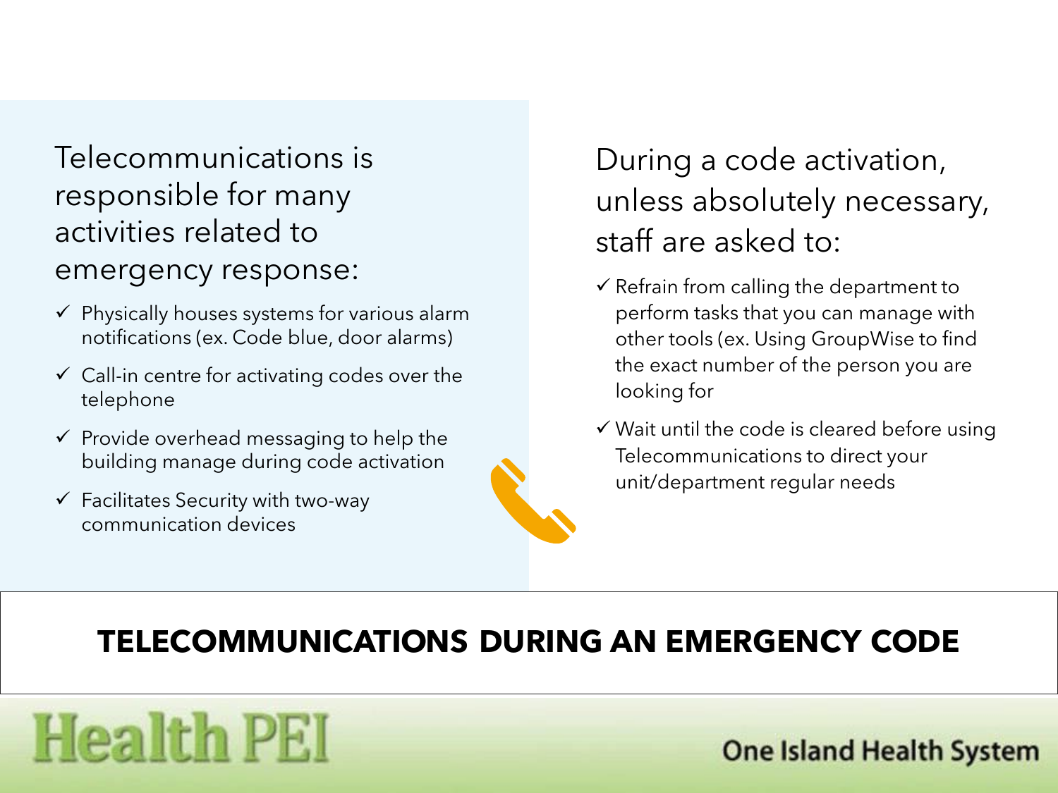# TELECOMMUNICATIONS DURING AN EMERGENCY CODE

Telecommunications is responsible for many activities related to emergency response:

- ✓ Physically houses systems for various alarm notifications (ex. Code blue, door alarms)
- ✓ Call-in centre for activating codes over the telephone
- ✓ Provide overhead messaging to help the building manage during code activation
- ✓ Facilitates Security with two-way communication devices

During a code activation, unless absolutely necessary, staff are asked to:

- ✓ Refrain from calling the department to perform tasks that you can manage with other tools (ex. Using GroupWise to find the exact number of the person you are looking for
- ✓ Wait until the code is cleared before using Telecommunications to direct your unit/department regular needs

Health PEI

One Island Health System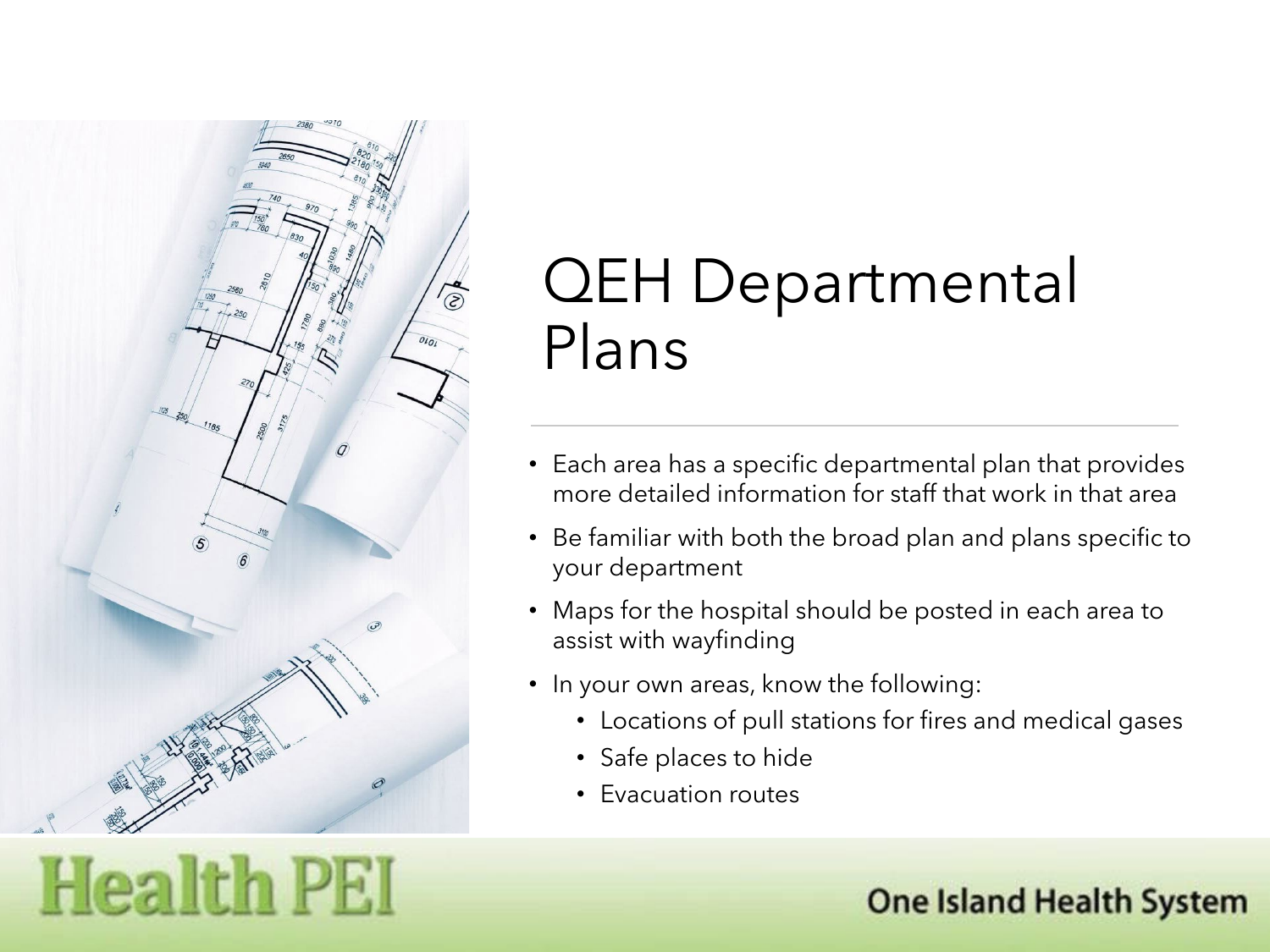# QEH Departmental Plans

- Each area has a specific departmental plan that provides more detailed information for staff that work in that area
- Be familiar with both the broad plan and plans specific to your department
- Maps for the hospital should be posted in each area to assist with wayfinding
- In your own areas, know the following:
  - Locations of pull stations for fires and medical gases
  - Safe places to hide
  - Evacuation routes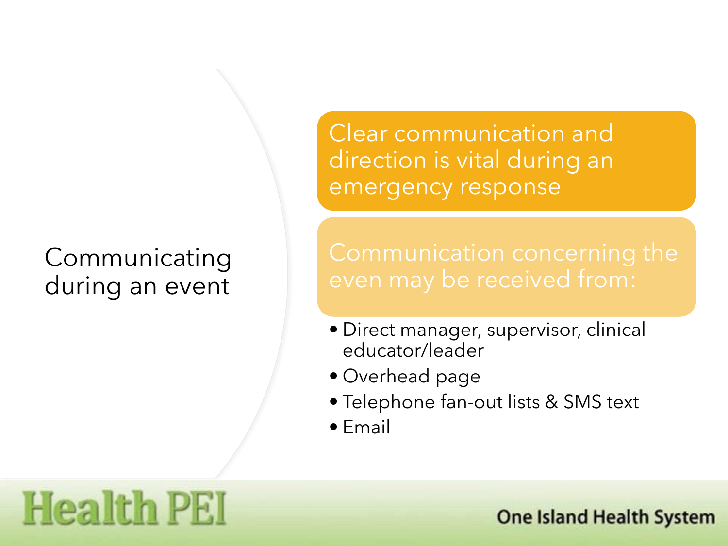# Communicating during an event

Clear communication and direction is vital during an emergency response

Communication concerning the even may be received from:

- Direct manager, supervisor, clinical educator/leader
- Overhead page
- Telephone fan-out lists & SMS text
- Email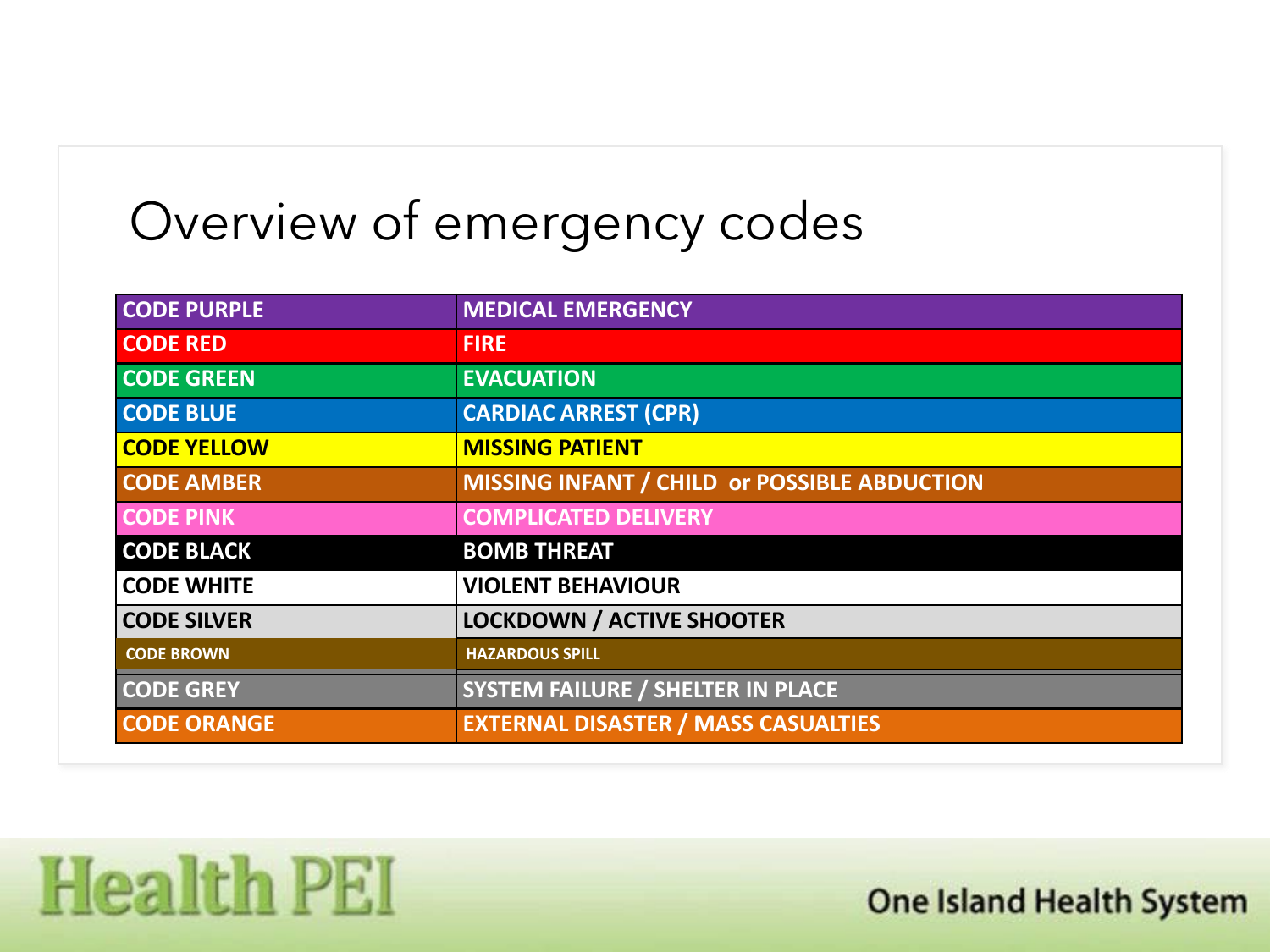# Overview of emergency codes

| CODE | DESCRIPTION |
| --- | --- |
| CODE PURPLE | MEDICAL EMERGENCY |
| CODE RED | FIRE |
| CODE GREEN | EVACUATION |
| CODE BLUE | CARDIAC ARREST (CPR) |
| CODE YELLOW | MISSING PATIENT |
| CODE AMBER | MISSING INFANT / CHILD or POSSIBLE ABDUCTION |
| CODE PINK | COMPLICATED DELIVERY |
| CODE BLACK | BOMB THREAT |
| CODE WHITE | VIOLENT BEHAVIOUR |
| CODE SILVER | LOCKDOWN / ACTIVE SHOOTER |
| CODE BROWN | HAZARDOUS SPILL |
| CODE GREY | SYSTEM FAILURE / SHELTER IN PLACE |
| CODE ORANGE | EXTERNAL DISASTER / MASS CASUALTIES |

Health PEI

One Island Health System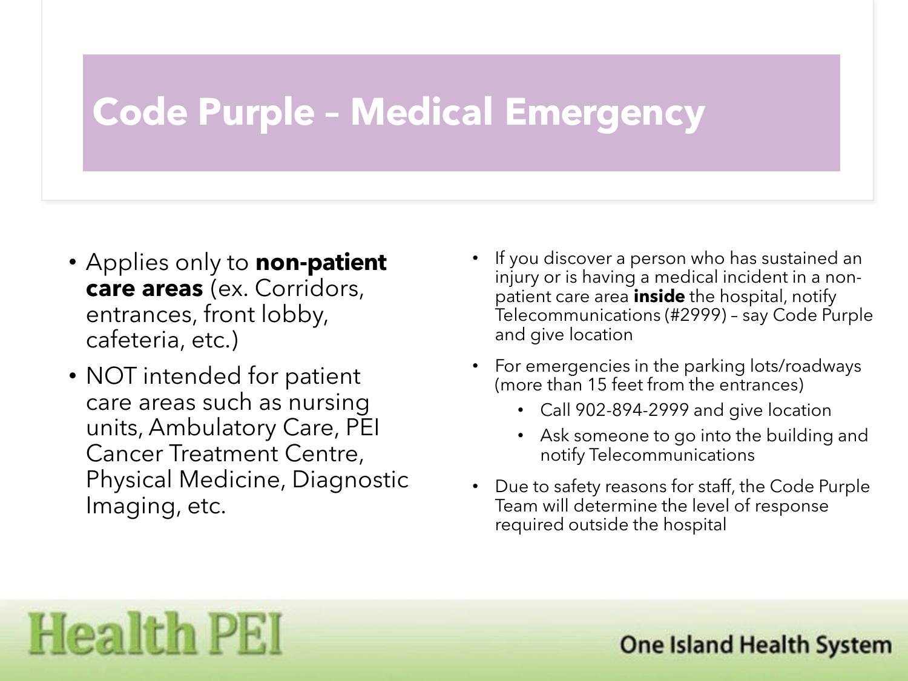# Code Purple – Medical Emergency

- Applies only to **non-patient care areas** (ex. Corridors, entrances, front lobby, cafeteria, etc.)
- NOT intended for patient care areas such as nursing units, Ambulatory Care, PEI Cancer Treatment Centre, Physical Medicine, Diagnostic Imaging, etc.

- If you discover a person who has sustained an injury or is having a medical incident in a non-patient care area **inside** the hospital, notify Telecommunications (#2999) – say Code Purple and give location
- For emergencies in the parking lots/roadways (more than 15 feet from the entrances)
  - Call 902-894-2999 and give location
  - Ask someone to go into the building and notify Telecommunications
- Due to safety reasons for staff, the Code Purple Team will determine the level of response required outside the hospital

Health PEI

One Island Health System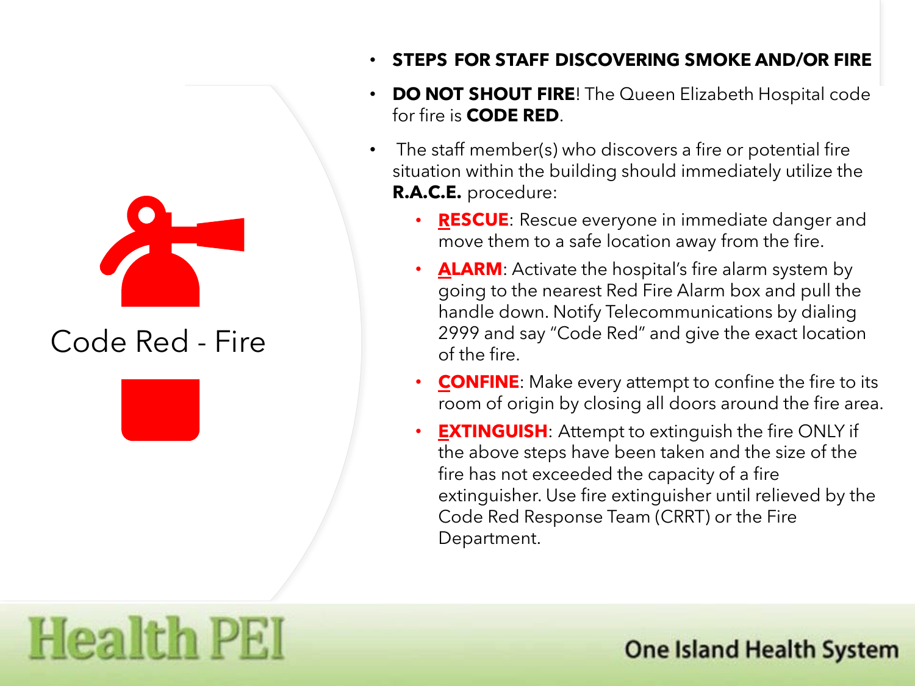# Code Red - Fire

- **STEPS FOR STAFF DISCOVERING SMOKE AND/OR FIRE**
- **DO NOT SHOUT FIRE**! The Queen Elizabeth Hospital code for fire is **CODE RED**.
- The staff member(s) who discovers a fire or potential fire situation within the building should immediately utilize the **R.A.C.E.** procedure:
  - **RESCUE**: Rescue everyone in immediate danger and move them to a safe location away from the fire.
  - **ALARM**: Activate the hospital's fire alarm system by going to the nearest Red Fire Alarm box and pull the handle down. Notify Telecommunications by dialing 2999 and say "Code Red" and give the exact location of the fire.
  - **CONFINE**: Make every attempt to confine the fire to its room of origin by closing all doors around the fire area.
  - **EXTINGUISH**: Attempt to extinguish the fire ONLY if the above steps have been taken and the size of the fire has not exceeded the capacity of a fire extinguisher. Use fire extinguisher until relieved by the Code Red Response Team (CRRT) or the Fire Department.

Health PEI

One Island Health System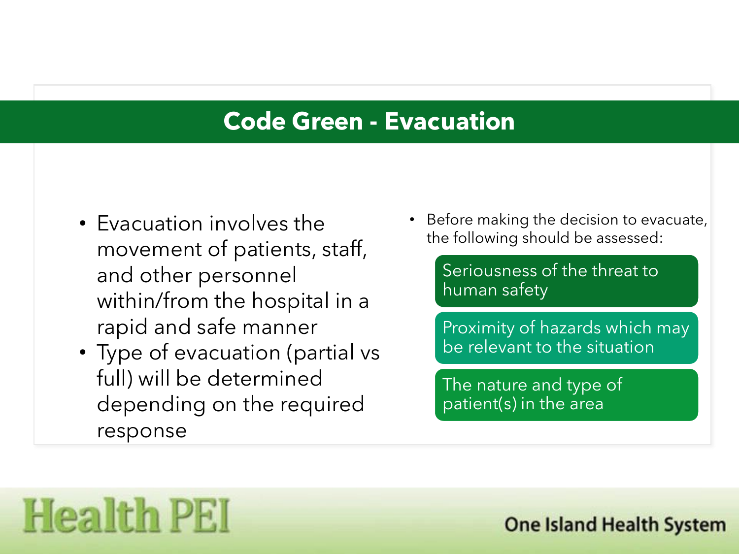# Code Green - Evacuation

- Evacuation involves the movement of patients, staff, and other personnel within/from the hospital in a rapid and safe manner
- Type of evacuation (partial vs full) will be determined depending on the required response

- Before making the decision to evacuate, the following should be assessed:
  - Seriousness of the threat to human safety
  - Proximity of hazards which may be relevant to the situation
  - The nature and type of patient(s) in the area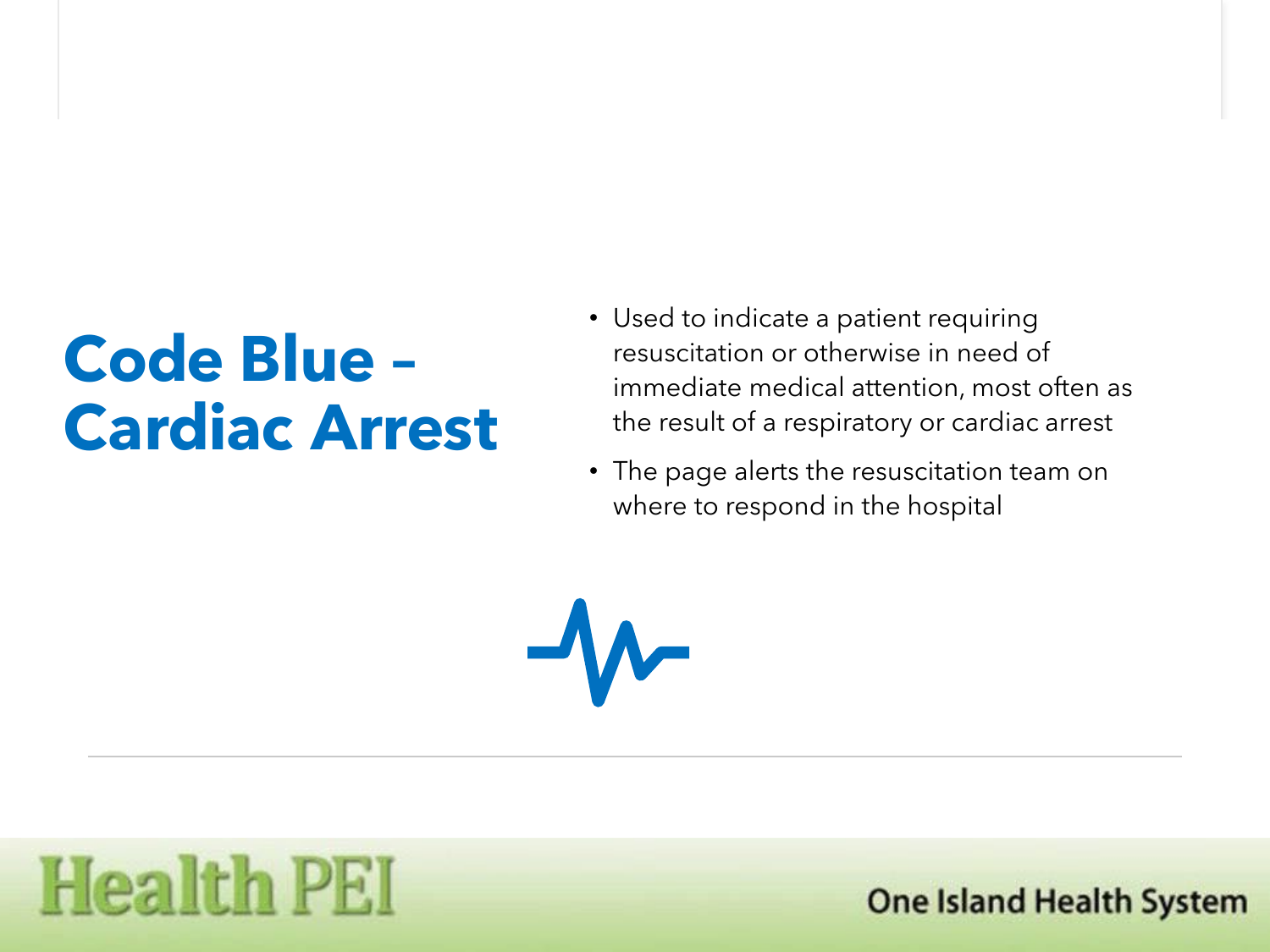# Code Blue – Cardiac Arrest

- Used to indicate a patient requiring resuscitation or otherwise in need of immediate medical attention, most often as the result of a respiratory or cardiac arrest
- The page alerts the resuscitation team on where to respond in the hospital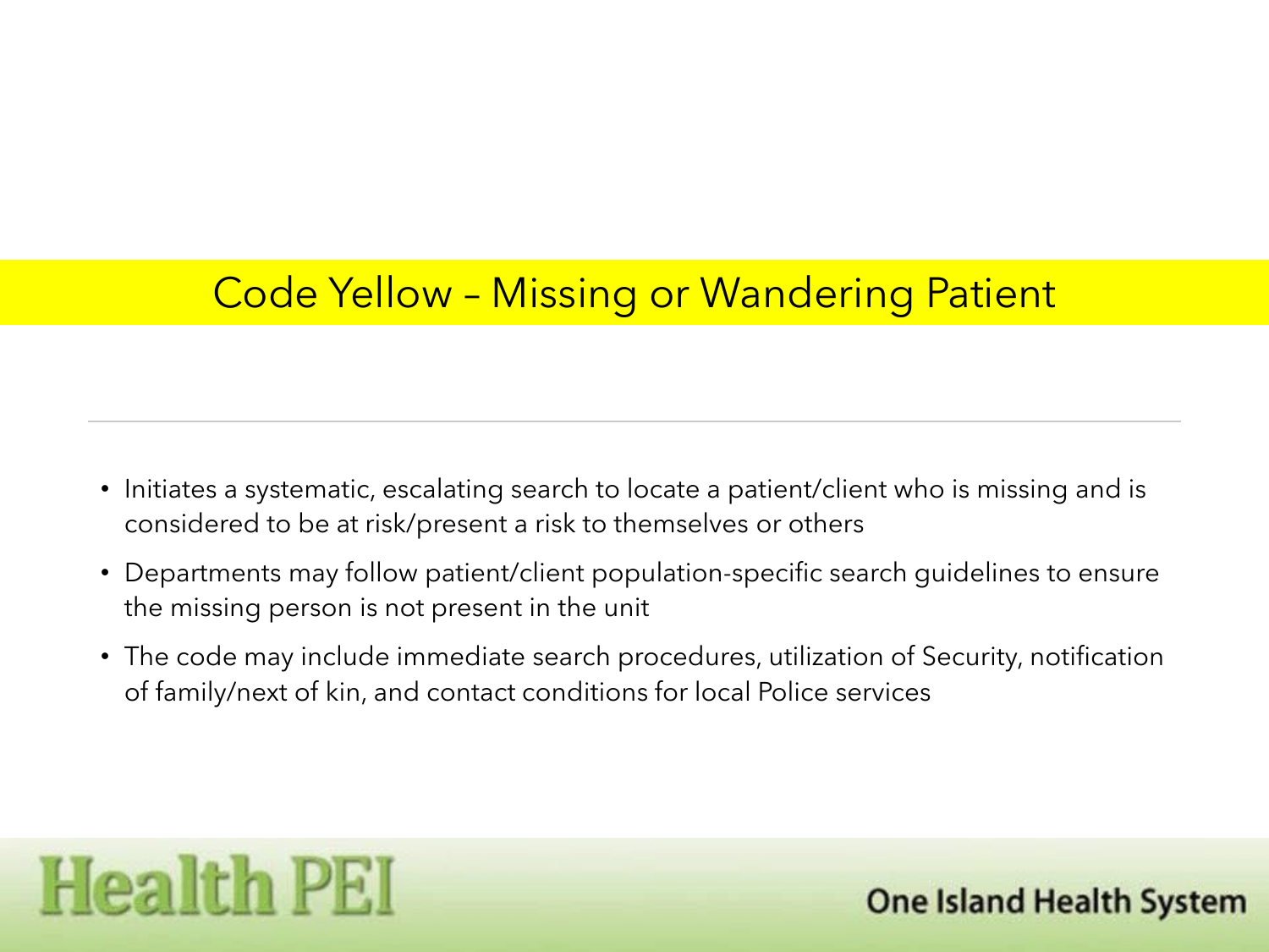# Code Yellow – Missing or Wandering Patient

- Initiates a systematic, escalating search to locate a patient/client who is missing and is considered to be at risk/present a risk to themselves or others
- Departments may follow patient/client population-specific search guidelines to ensure the missing person is not present in the unit
- The code may include immediate search procedures, utilization of Security, notification of family/next of kin, and contact conditions for local Police services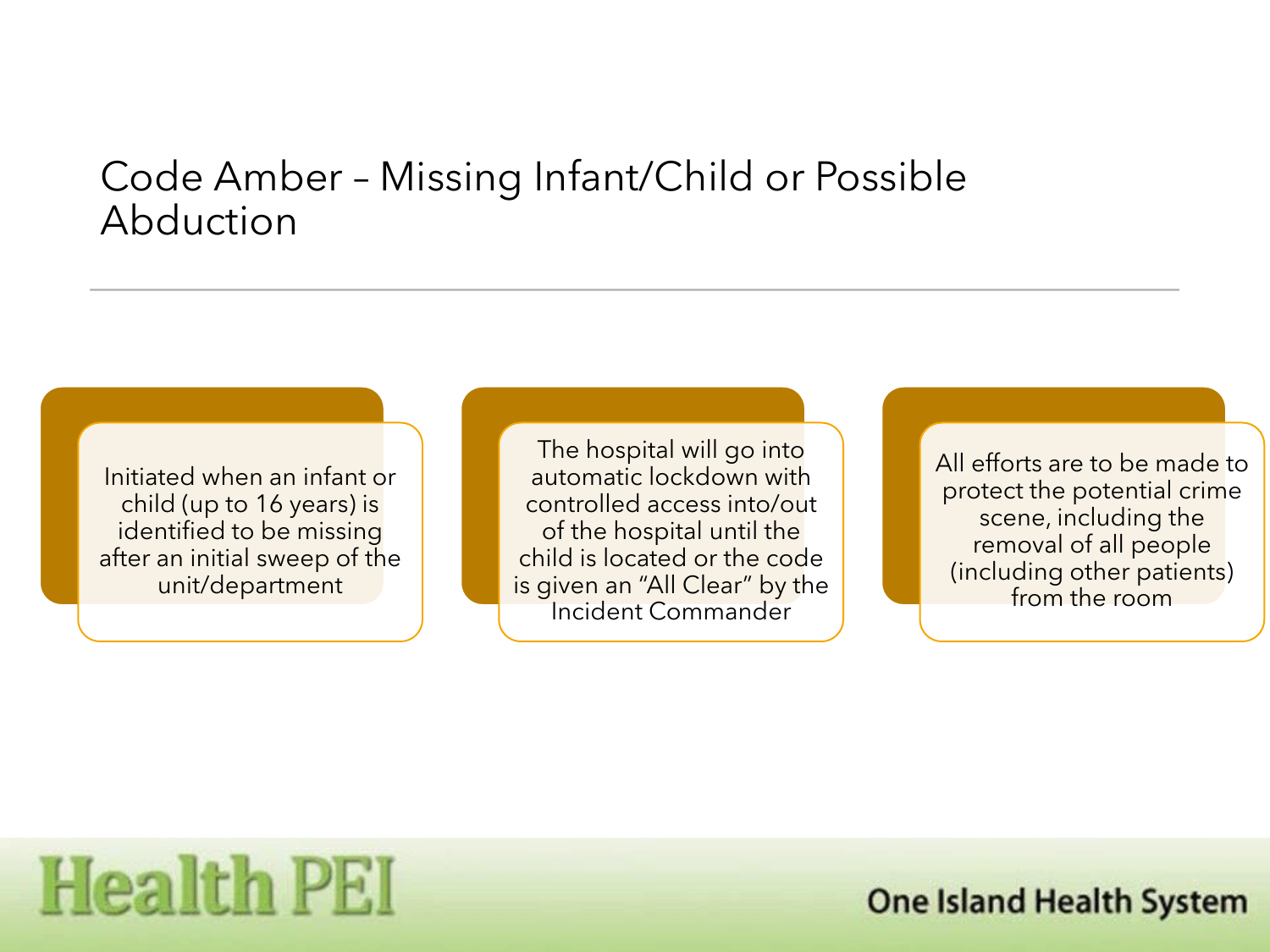# Code Amber – Missing Infant/Child or Possible Abduction

- Initiated when an infant or child (up to 16 years) is identified to be missing after an initial sweep of the unit/department
- The hospital will go into automatic lockdown with controlled access into/out of the hospital until the child is located or the code is given an "All Clear" by the Incident Commander
- All efforts are to be made to protect the potential crime scene, including the removal of all people (including other patients) from the room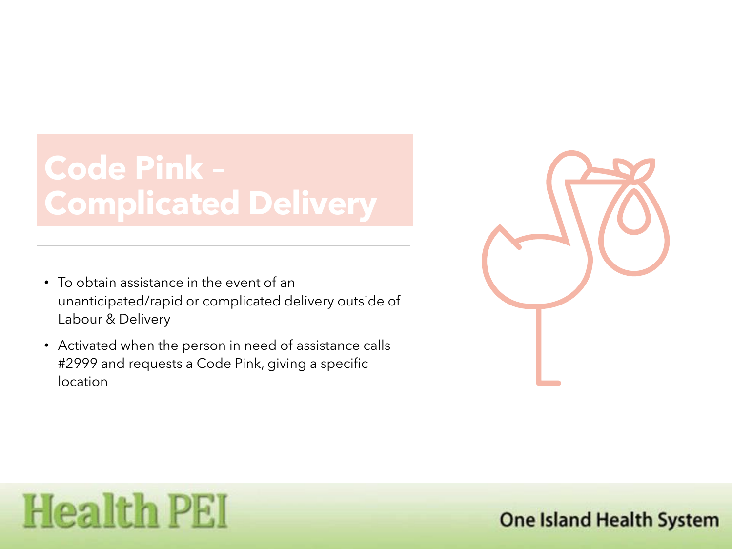# Code Pink – Complicated Delivery

- To obtain assistance in the event of an unanticipated/rapid or complicated delivery outside of Labour & Delivery
- Activated when the person in need of assistance calls #2999 and requests a Code Pink, giving a specific location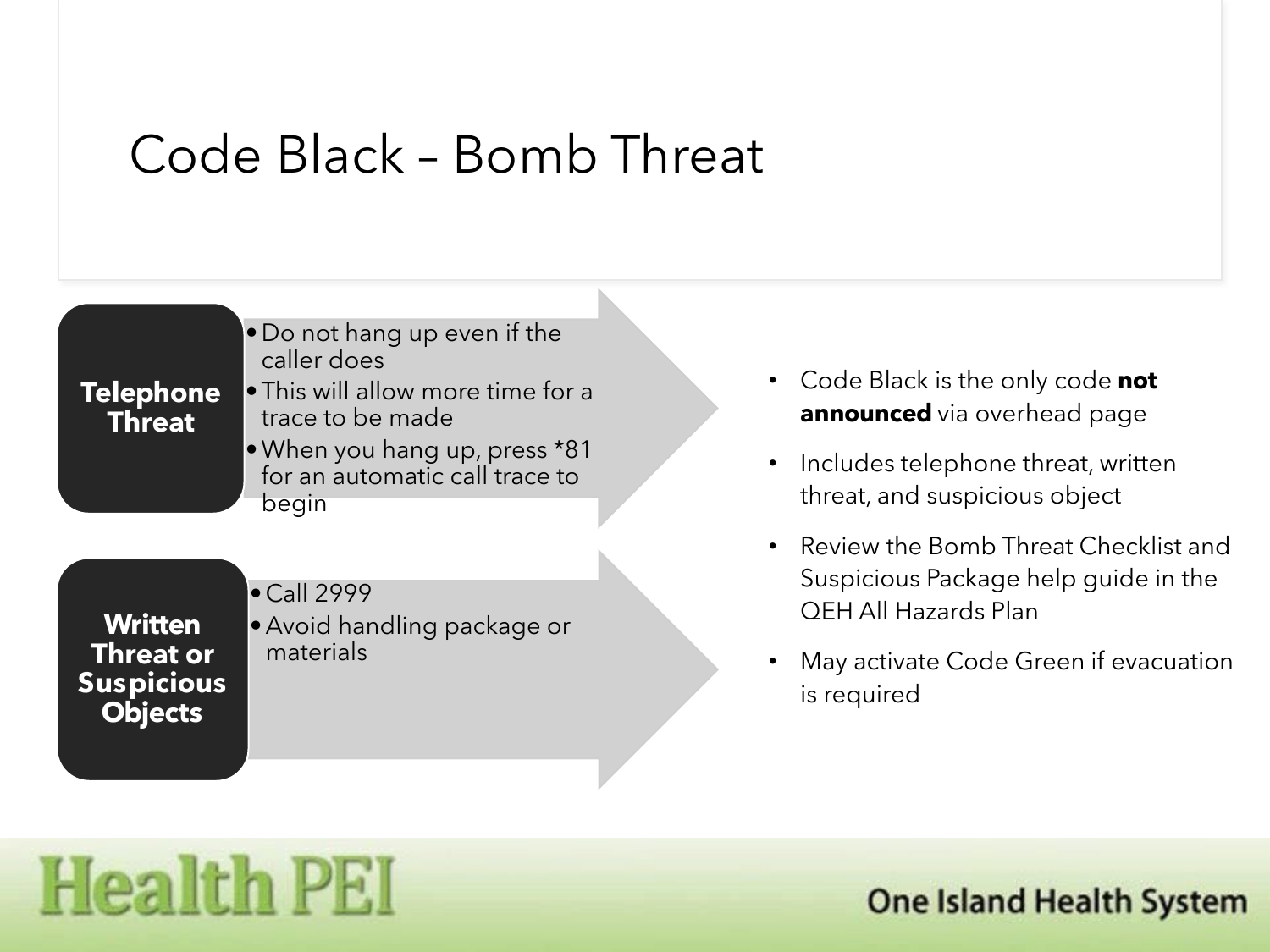# Code Black – Bomb Threat

**Telephone Threat**

- Do not hang up even if the caller does
- This will allow more time for a trace to be made
- When you hang up, press *81 for an automatic call trace to begin

**Written Threat or Suspicious Objects**

- Call 2999
- Avoid handling package or materials

- Code Black is the only code **not announced** via overhead page
- Includes telephone threat, written threat, and suspicious object
- Review the Bomb Threat Checklist and Suspicious Package help guide in the QEH All Hazards Plan
- May activate Code Green if evacuation is required

Health PEI

One Island Health System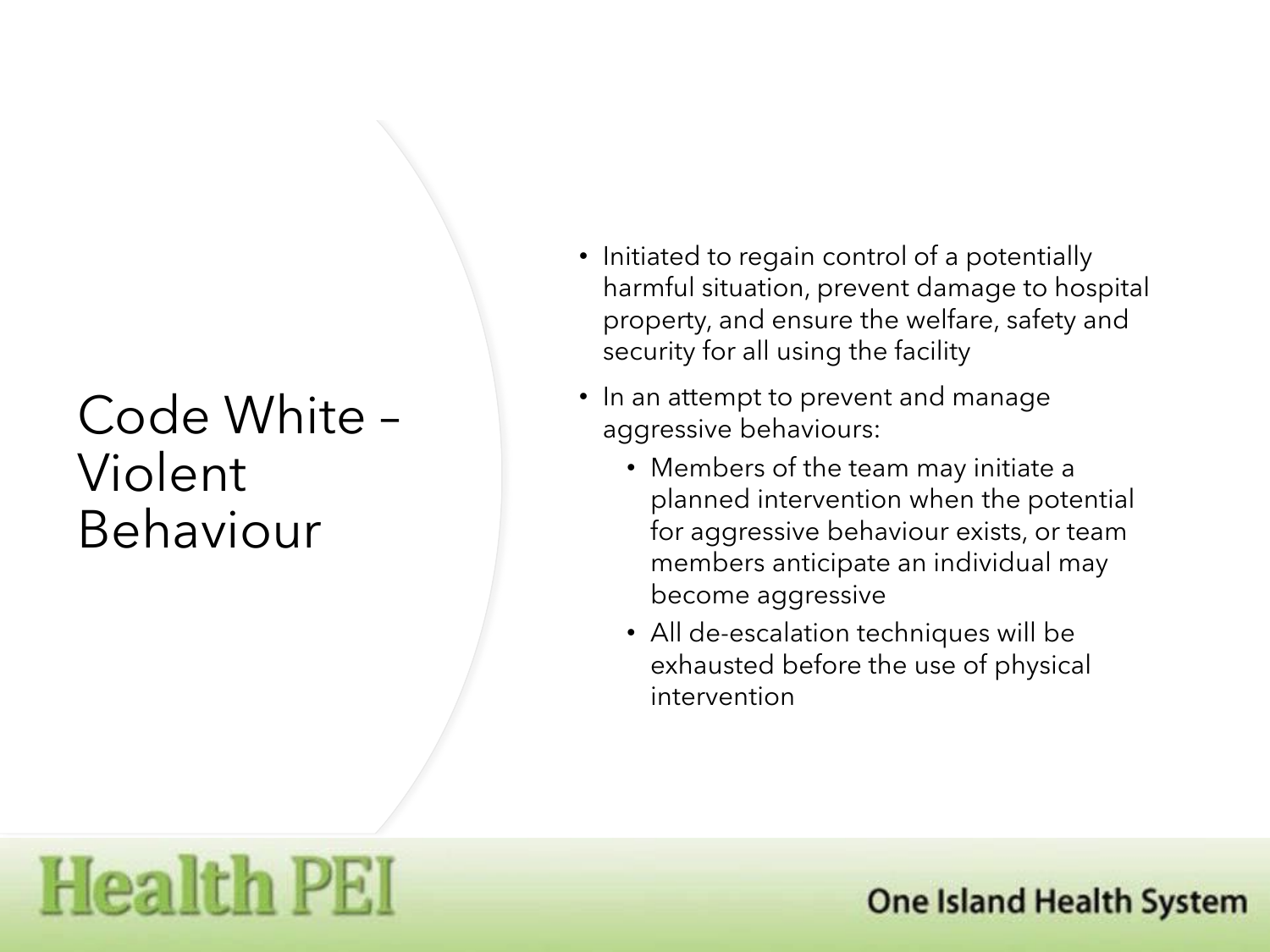# Code White – Violent Behaviour

- Initiated to regain control of a potentially harmful situation, prevent damage to hospital property, and ensure the welfare, safety and security for all using the facility
- In an attempt to prevent and manage aggressive behaviours:
  - Members of the team may initiate a planned intervention when the potential for aggressive behaviour exists, or team members anticipate an individual may become aggressive
  - All de-escalation techniques will be exhausted before the use of physical intervention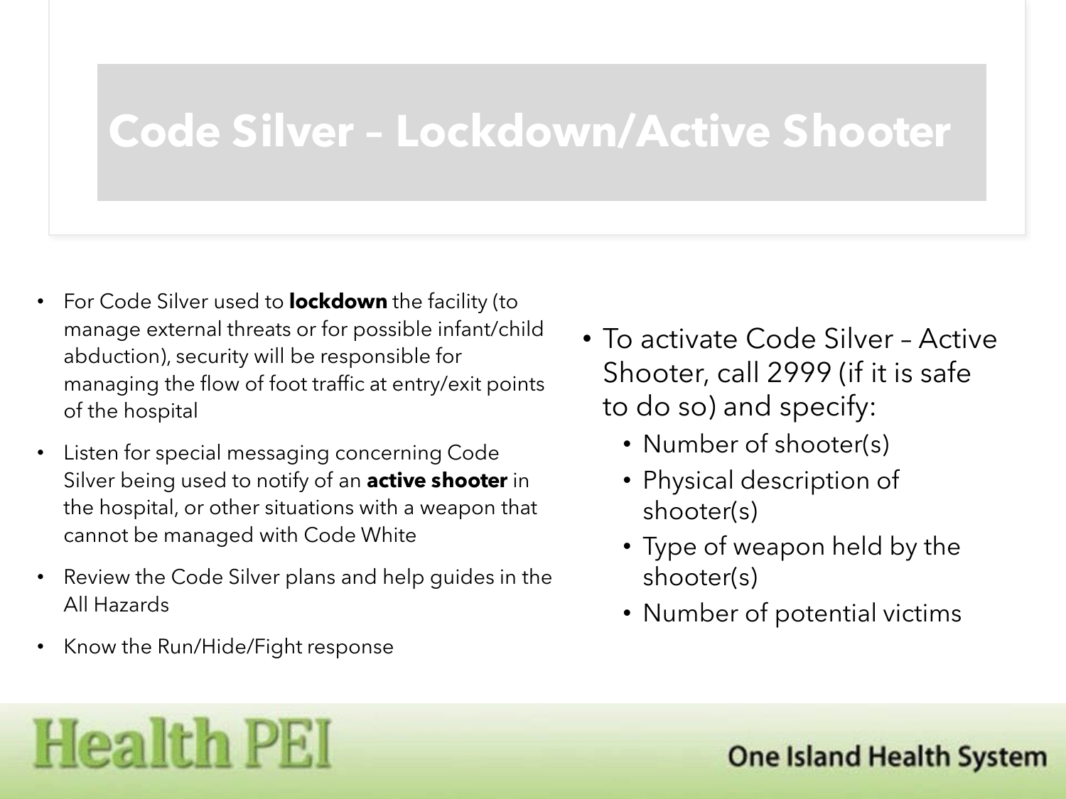# Code Silver – Lockdown/Active Shooter

- For Code Silver used to **lockdown** the facility (to manage external threats or for possible infant/child abduction), security will be responsible for managing the flow of foot traffic at entry/exit points of the hospital
- Listen for special messaging concerning Code Silver being used to notify of an **active shooter** in the hospital, or other situations with a weapon that cannot be managed with Code White
- Review the Code Silver plans and help guides in the All Hazards
- Know the Run/Hide/Fight response

- To activate Code Silver – Active Shooter, call 2999 (if it is safe to do so) and specify:
  - Number of shooter(s)
  - Physical description of shooter(s)
  - Type of weapon held by the shooter(s)
  - Number of potential victims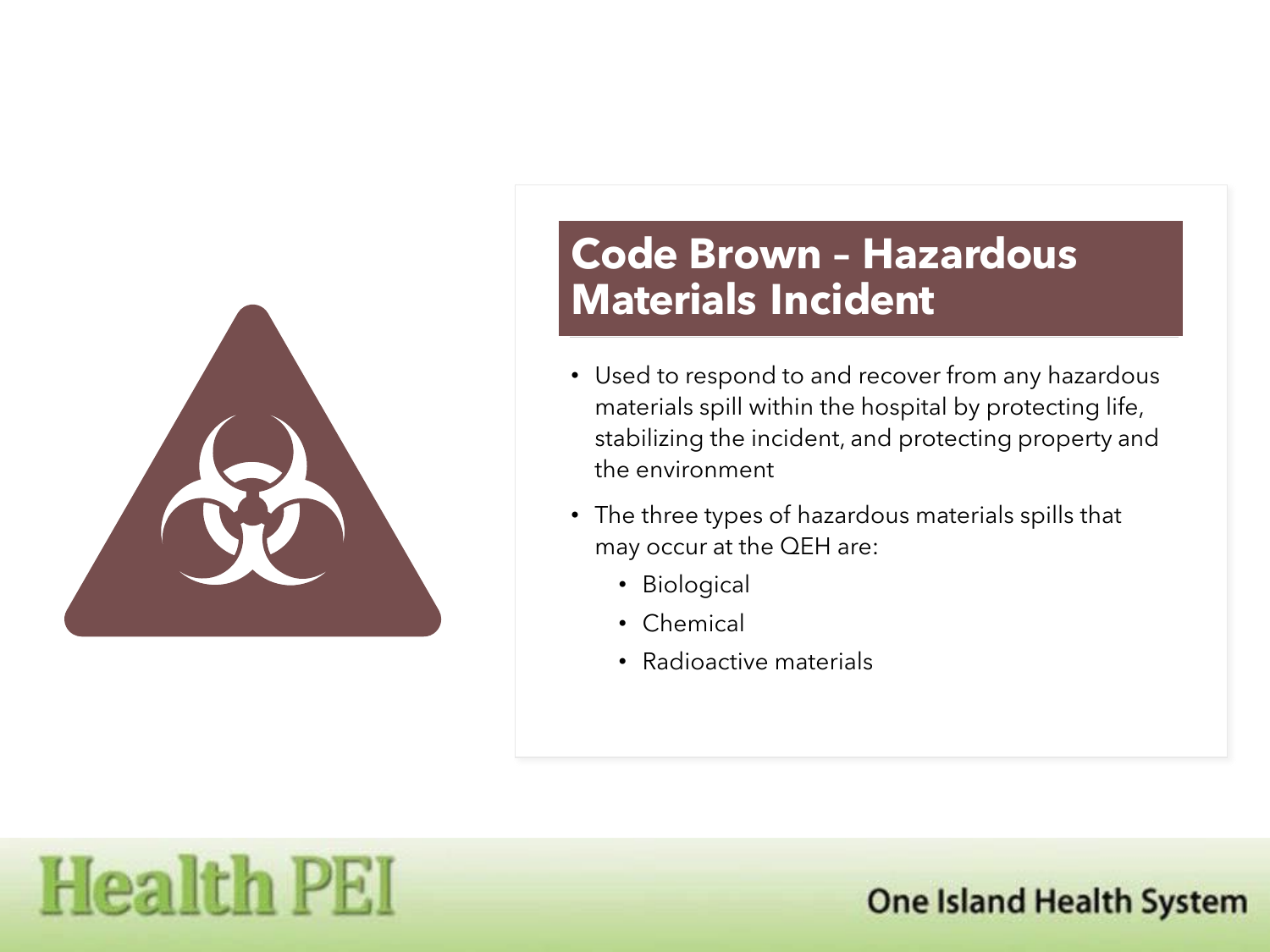# Code Brown – Hazardous Materials Incident

- Used to respond to and recover from any hazardous materials spill within the hospital by protecting life, stabilizing the incident, and protecting property and the environment
- The three types of hazardous materials spills that may occur at the QEH are:
  - Biological
  - Chemical
  - Radioactive materials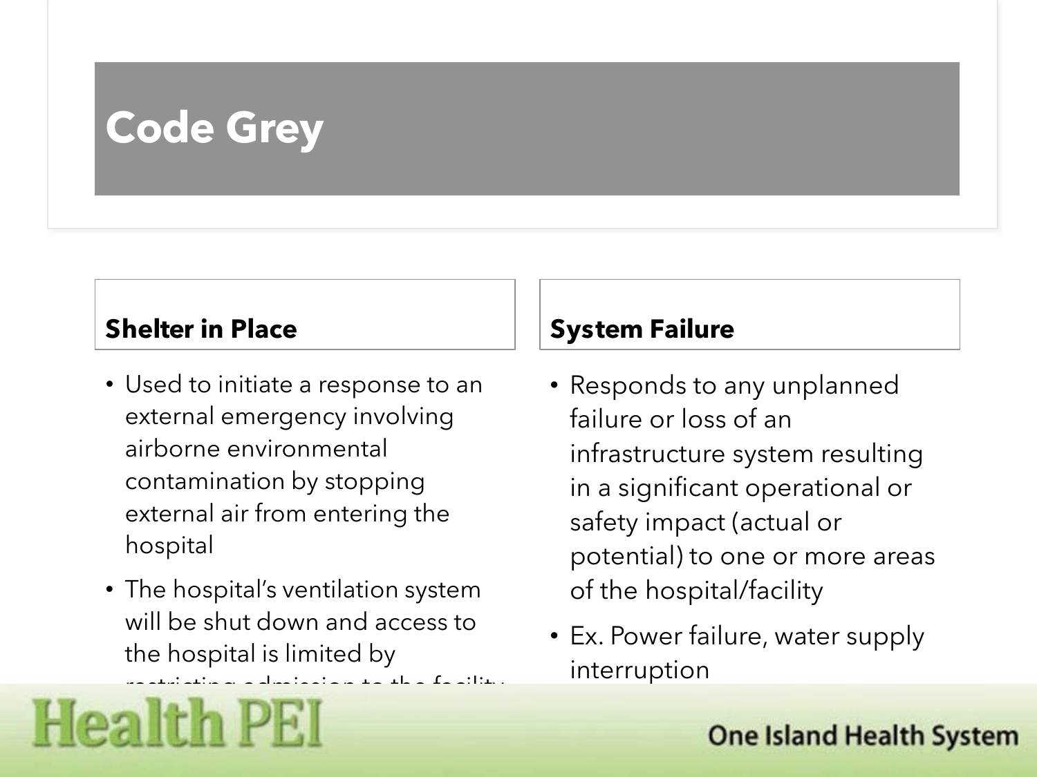# Code Grey

## Shelter in Place

- Used to initiate a response to an external emergency involving airborne environmental contamination by stopping external air from entering the hospital
- The hospital's ventilation system will be shut down and access to the hospital is limited by restricting admission to the facility

## System Failure

- Responds to any unplanned failure or loss of an infrastructure system resulting in a significant operational or safety impact (actual or potential) to one or more areas of the hospital/facility
- Ex. Power failure, water supply interruption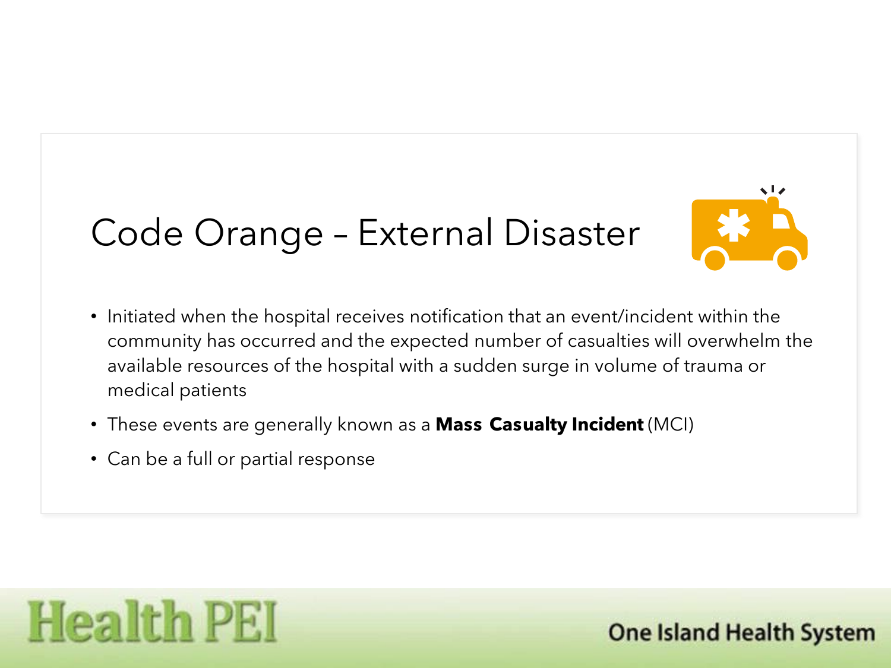# Code Orange – External Disaster

- Initiated when the hospital receives notification that an event/incident within the community has occurred and the expected number of casualties will overwhelm the available resources of the hospital with a sudden surge in volume of trauma or medical patients
- These events are generally known as a **Mass Casualty Incident** (MCI)
- Can be a full or partial response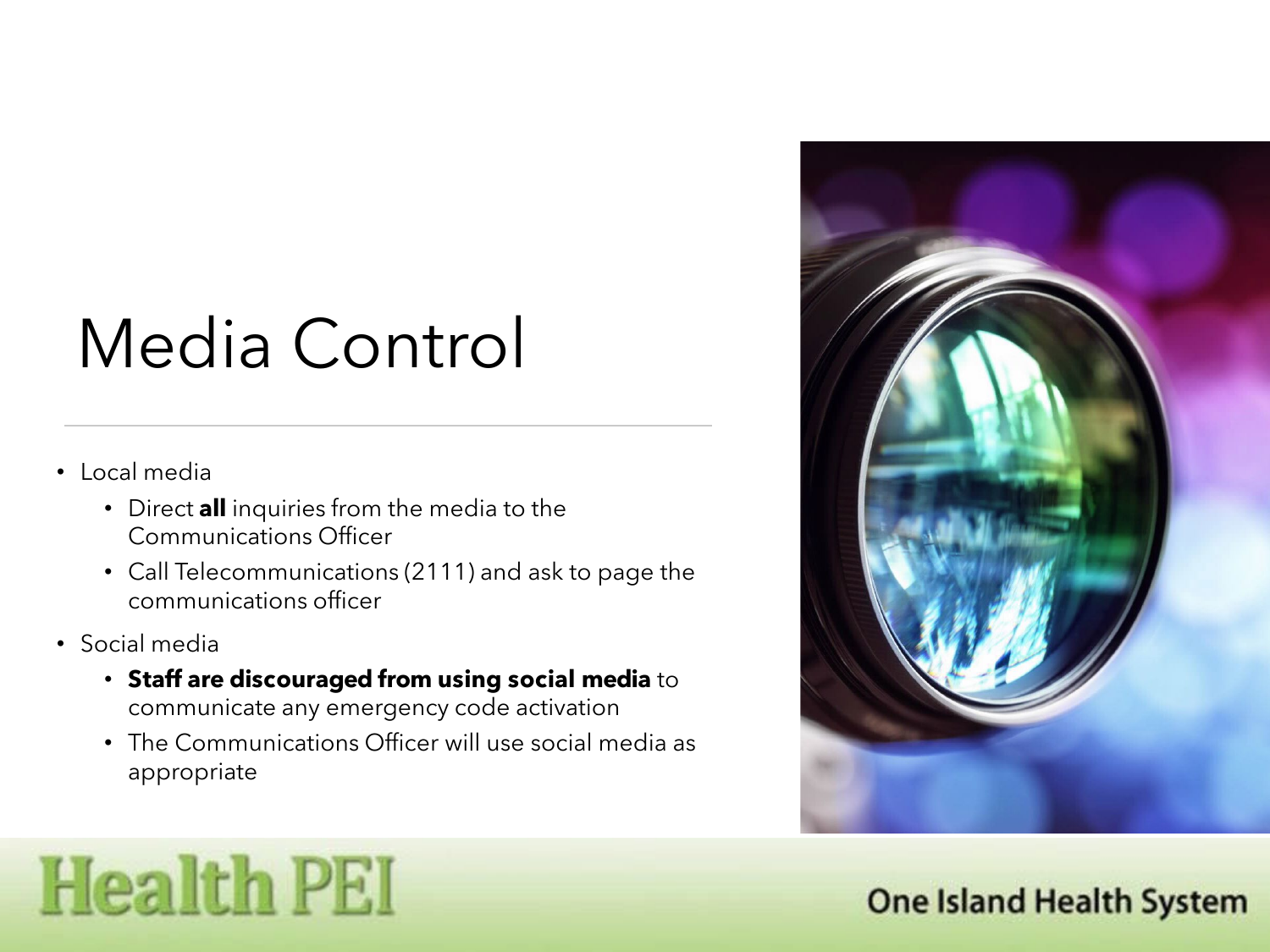# Media Control

- Local media
  - Direct **all** inquiries from the media to the Communications Officer
  - Call Telecommunications (2111) and ask to page the communications officer
- Social media
  - **Staff are discouraged from using social media** to communicate any emergency code activation
  - The Communications Officer will use social media as appropriate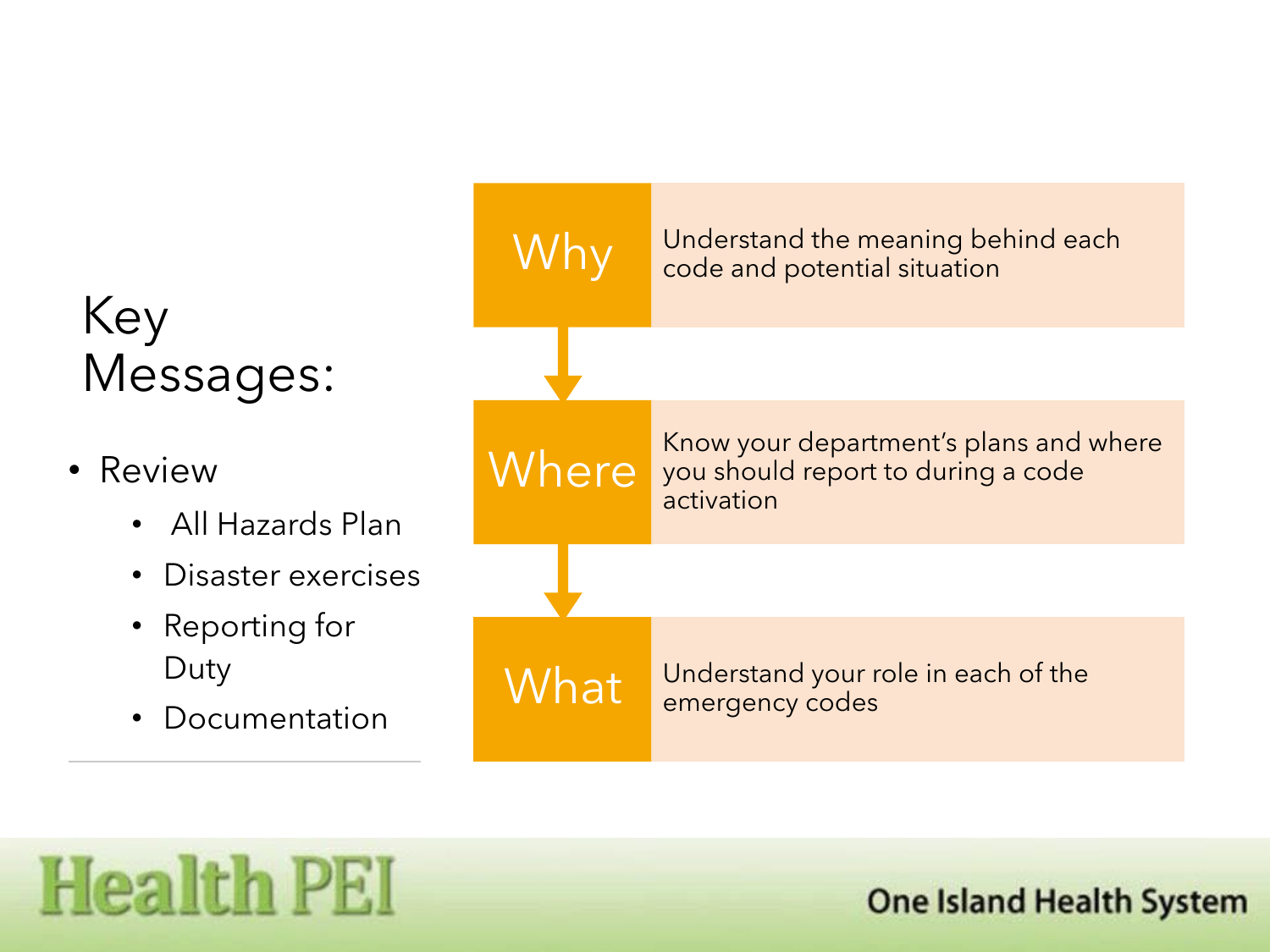# Key Messages:

- Review
  - All Hazards Plan
  - Disaster exercises
  - Reporting for Duty
  - Documentation

**Why**

Understand the meaning behind each code and potential situation

**Where**

Know your department's plans and where you should report to during a code activation

**What**

Understand your role in each of the emergency codes

Health PEI

One Island Health System